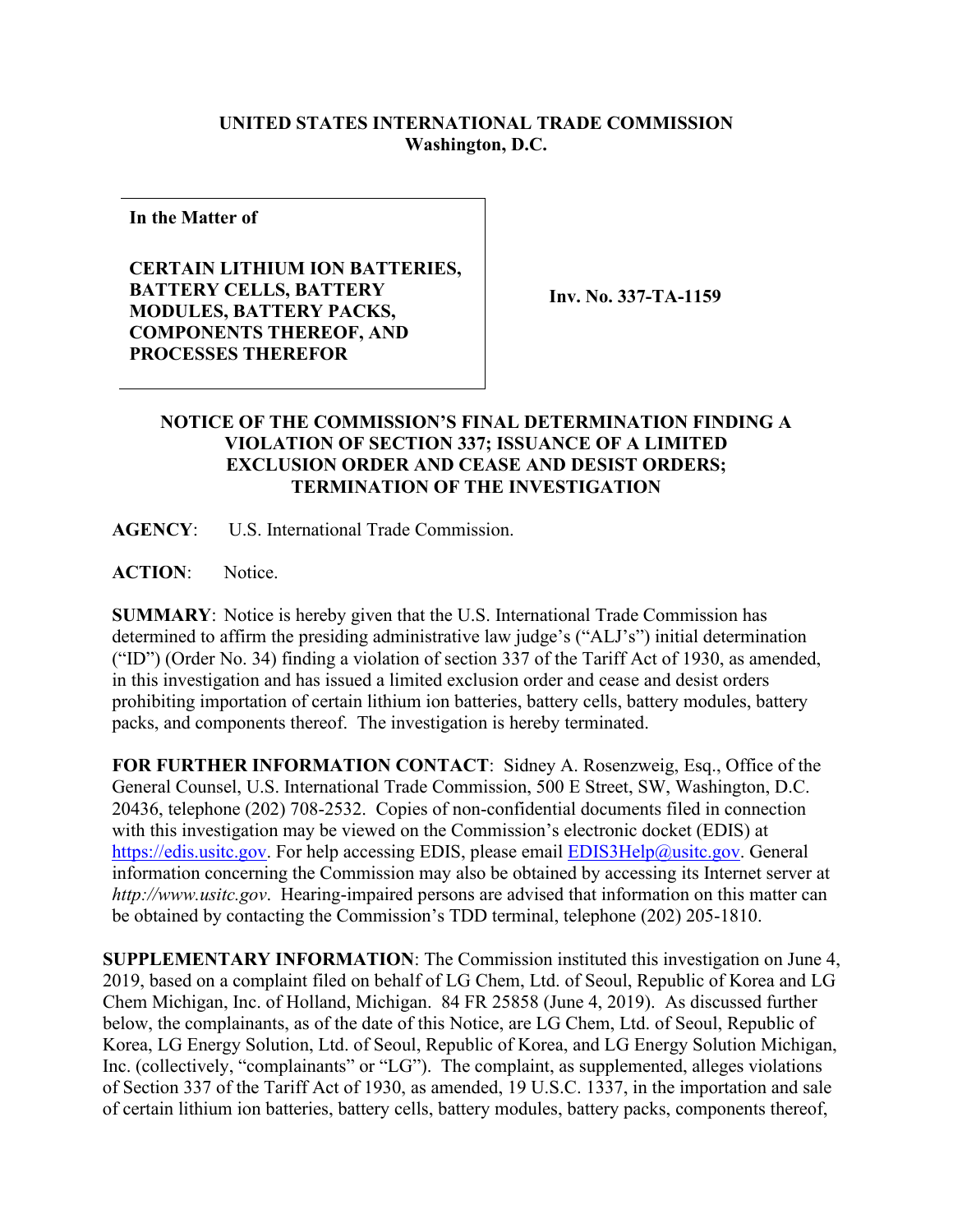**UNITED STATES INTERNATIONAL TRADE COMMISSION**
**Washington, D.C.**

| **In the Matter of**<br><br>**CERTAIN LITHIUM ION BATTERIES, BATTERY CELLS, BATTERY MODULES, BATTERY PACKS, COMPONENTS THEREOF, AND PROCESSES THEREFOR** | **Inv. No. 337-TA-1159** |
| --- | --- |

**NOTICE OF THE COMMISSION'S FINAL DETERMINATION FINDING A VIOLATION OF SECTION 337; ISSUANCE OF A LIMITED EXCLUSION ORDER AND CEASE AND DESIST ORDERS; TERMINATION OF THE INVESTIGATION**

**AGENCY**: U.S. International Trade Commission.

**ACTION**: Notice.

**SUMMARY**: Notice is hereby given that the U.S. International Trade Commission has determined to affirm the presiding administrative law judge's ("ALJ's") initial determination ("ID") (Order No. 34) finding a violation of section 337 of the Tariff Act of 1930, as amended, in this investigation and has issued a limited exclusion order and cease and desist orders prohibiting importation of certain lithium ion batteries, battery cells, battery modules, battery packs, and components thereof. The investigation is hereby terminated.

**FOR FURTHER INFORMATION CONTACT**: Sidney A. Rosenzweig, Esq., Office of the General Counsel, U.S. International Trade Commission, 500 E Street, SW, Washington, D.C. 20436, telephone (202) 708-2532. Copies of non-confidential documents filed in connection with this investigation may be viewed on the Commission's electronic docket (EDIS) at https://edis.usitc.gov. For help accessing EDIS, please email EDIS3Help@usitc.gov. General information concerning the Commission may also be obtained by accessing its Internet server at *http://www.usitc.gov*. Hearing-impaired persons are advised that information on this matter can be obtained by contacting the Commission's TDD terminal, telephone (202) 205-1810.

**SUPPLEMENTARY INFORMATION**: The Commission instituted this investigation on June 4, 2019, based on a complaint filed on behalf of LG Chem, Ltd. of Seoul, Republic of Korea and LG Chem Michigan, Inc. of Holland, Michigan. 84 FR 25858 (June 4, 2019). As discussed further below, the complainants, as of the date of this Notice, are LG Chem, Ltd. of Seoul, Republic of Korea, LG Energy Solution, Ltd. of Seoul, Republic of Korea, and LG Energy Solution Michigan, Inc. (collectively, "complainants" or "LG"). The complaint, as supplemented, alleges violations of Section 337 of the Tariff Act of 1930, as amended, 19 U.S.C. 1337, in the importation and sale of certain lithium ion batteries, battery cells, battery modules, battery packs, components thereof,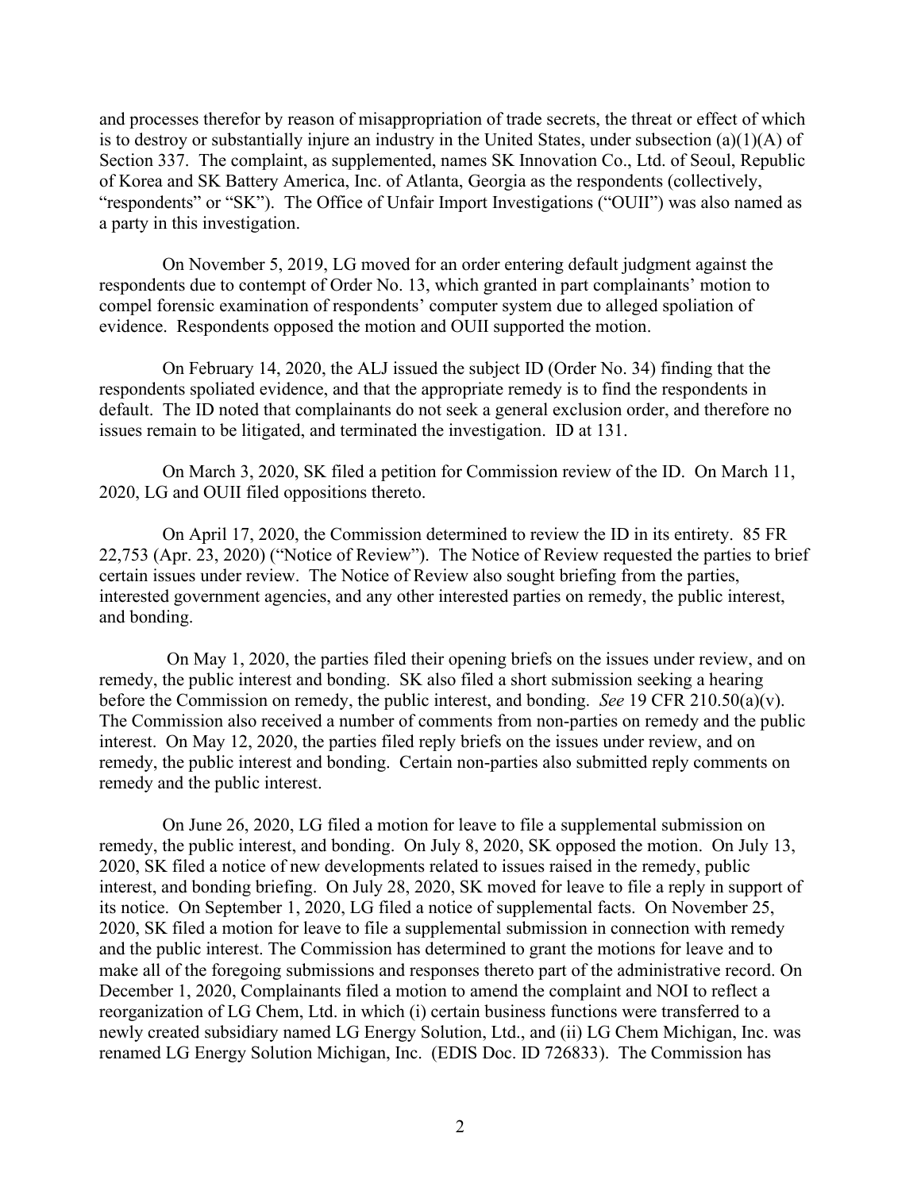and processes therefor by reason of misappropriation of trade secrets, the threat or effect of which is to destroy or substantially injure an industry in the United States, under subsection (a)(1)(A) of Section 337. The complaint, as supplemented, names SK Innovation Co., Ltd. of Seoul, Republic of Korea and SK Battery America, Inc. of Atlanta, Georgia as the respondents (collectively, "respondents" or "SK"). The Office of Unfair Import Investigations ("OUII") was also named as a party in this investigation.

On November 5, 2019, LG moved for an order entering default judgment against the respondents due to contempt of Order No. 13, which granted in part complainants' motion to compel forensic examination of respondents' computer system due to alleged spoliation of evidence. Respondents opposed the motion and OUII supported the motion.

On February 14, 2020, the ALJ issued the subject ID (Order No. 34) finding that the respondents spoliated evidence, and that the appropriate remedy is to find the respondents in default. The ID noted that complainants do not seek a general exclusion order, and therefore no issues remain to be litigated, and terminated the investigation. ID at 131.

On March 3, 2020, SK filed a petition for Commission review of the ID. On March 11, 2020, LG and OUII filed oppositions thereto.

On April 17, 2020, the Commission determined to review the ID in its entirety. 85 FR 22,753 (Apr. 23, 2020) ("Notice of Review"). The Notice of Review requested the parties to brief certain issues under review. The Notice of Review also sought briefing from the parties, interested government agencies, and any other interested parties on remedy, the public interest, and bonding.

On May 1, 2020, the parties filed their opening briefs on the issues under review, and on remedy, the public interest and bonding. SK also filed a short submission seeking a hearing before the Commission on remedy, the public interest, and bonding. *See* 19 CFR 210.50(a)(v). The Commission also received a number of comments from non-parties on remedy and the public interest. On May 12, 2020, the parties filed reply briefs on the issues under review, and on remedy, the public interest and bonding. Certain non-parties also submitted reply comments on remedy and the public interest.

On June 26, 2020, LG filed a motion for leave to file a supplemental submission on remedy, the public interest, and bonding. On July 8, 2020, SK opposed the motion. On July 13, 2020, SK filed a notice of new developments related to issues raised in the remedy, public interest, and bonding briefing. On July 28, 2020, SK moved for leave to file a reply in support of its notice. On September 1, 2020, LG filed a notice of supplemental facts. On November 25, 2020, SK filed a motion for leave to file a supplemental submission in connection with remedy and the public interest. The Commission has determined to grant the motions for leave and to make all of the foregoing submissions and responses thereto part of the administrative record. On December 1, 2020, Complainants filed a motion to amend the complaint and NOI to reflect a reorganization of LG Chem, Ltd. in which (i) certain business functions were transferred to a newly created subsidiary named LG Energy Solution, Ltd., and (ii) LG Chem Michigan, Inc. was renamed LG Energy Solution Michigan, Inc. (EDIS Doc. ID 726833). The Commission has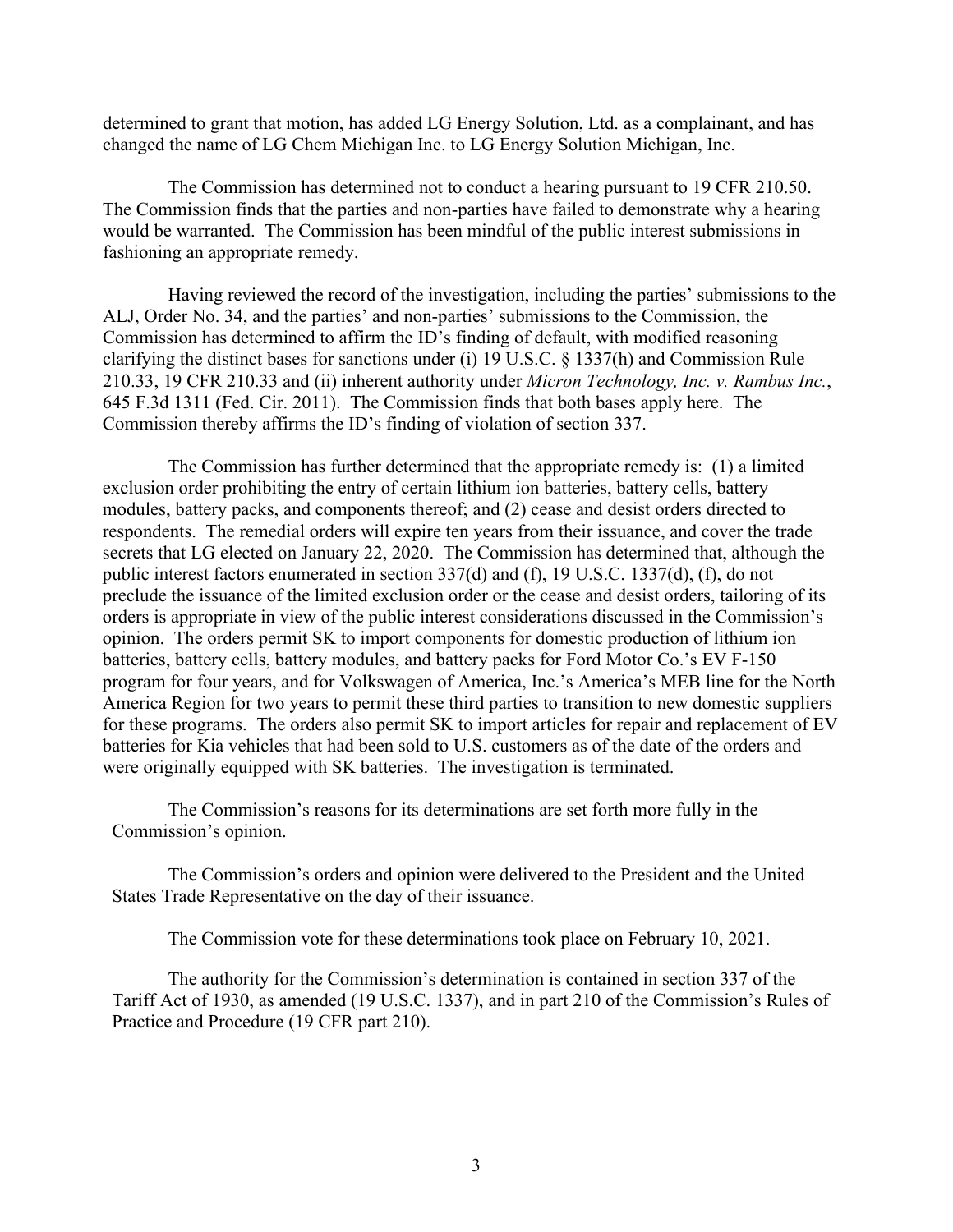determined to grant that motion, has added LG Energy Solution, Ltd. as a complainant, and has changed the name of LG Chem Michigan Inc. to LG Energy Solution Michigan, Inc.

The Commission has determined not to conduct a hearing pursuant to 19 CFR 210.50. The Commission finds that the parties and non-parties have failed to demonstrate why a hearing would be warranted. The Commission has been mindful of the public interest submissions in fashioning an appropriate remedy.

Having reviewed the record of the investigation, including the parties' submissions to the ALJ, Order No. 34, and the parties' and non-parties' submissions to the Commission, the Commission has determined to affirm the ID's finding of default, with modified reasoning clarifying the distinct bases for sanctions under (i) 19 U.S.C. § 1337(h) and Commission Rule 210.33, 19 CFR 210.33 and (ii) inherent authority under *Micron Technology, Inc. v. Rambus Inc.*, 645 F.3d 1311 (Fed. Cir. 2011). The Commission finds that both bases apply here. The Commission thereby affirms the ID's finding of violation of section 337.

The Commission has further determined that the appropriate remedy is: (1) a limited exclusion order prohibiting the entry of certain lithium ion batteries, battery cells, battery modules, battery packs, and components thereof; and (2) cease and desist orders directed to respondents. The remedial orders will expire ten years from their issuance, and cover the trade secrets that LG elected on January 22, 2020. The Commission has determined that, although the public interest factors enumerated in section 337(d) and (f), 19 U.S.C. 1337(d), (f), do not preclude the issuance of the limited exclusion order or the cease and desist orders, tailoring of its orders is appropriate in view of the public interest considerations discussed in the Commission's opinion. The orders permit SK to import components for domestic production of lithium ion batteries, battery cells, battery modules, and battery packs for Ford Motor Co.'s EV F-150 program for four years, and for Volkswagen of America, Inc.'s America's MEB line for the North America Region for two years to permit these third parties to transition to new domestic suppliers for these programs. The orders also permit SK to import articles for repair and replacement of EV batteries for Kia vehicles that had been sold to U.S. customers as of the date of the orders and were originally equipped with SK batteries. The investigation is terminated.

The Commission's reasons for its determinations are set forth more fully in the Commission's opinion.

The Commission's orders and opinion were delivered to the President and the United States Trade Representative on the day of their issuance.

The Commission vote for these determinations took place on February 10, 2021.

The authority for the Commission's determination is contained in section 337 of the Tariff Act of 1930, as amended (19 U.S.C. 1337), and in part 210 of the Commission's Rules of Practice and Procedure (19 CFR part 210).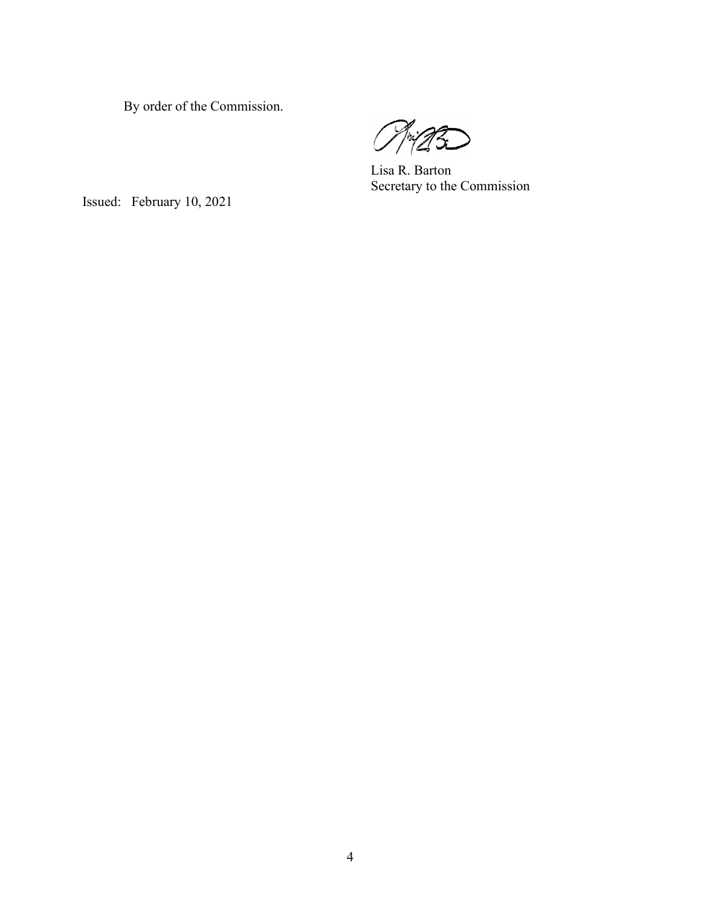By order of the Commission.

Lisa R. Barton
Secretary to the Commission

Issued: February 10, 2021